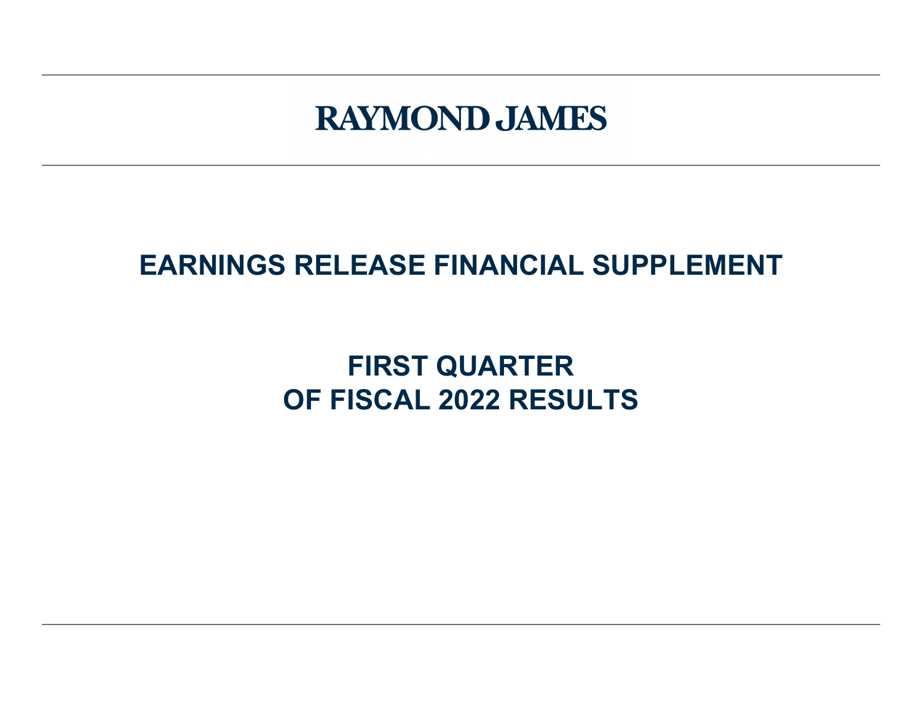# RAYMOND JAMES

## EARNINGS RELEASE FINANCIAL SUPPLEMENT

## FIRST QUARTER
## OF FISCAL 2022 RESULTS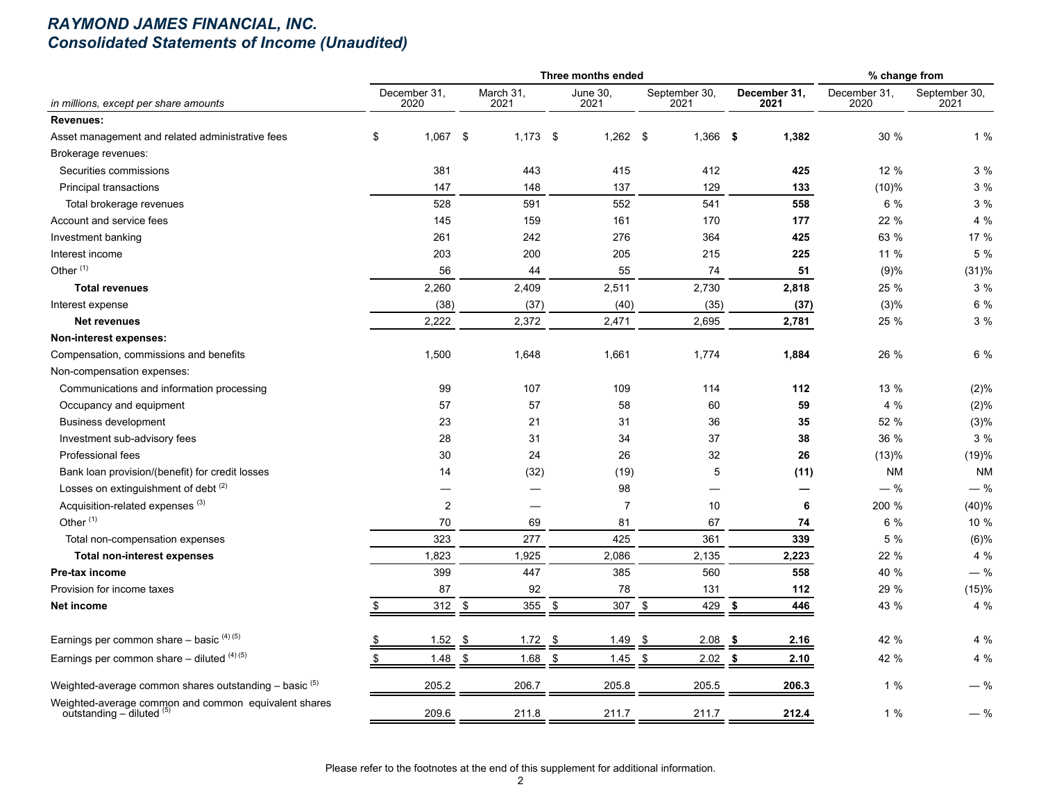# *RAYMOND JAMES FINANCIAL, INC.*
## *Consolidated Statements of Income (Unaudited)*

| *in millions, except per share amounts* | Three months ended | | | | | % change from | |
|---|---|---|---|---|---|---|---|
| | December 31, 2020 | March 31, 2021 | June 30, 2021 | September 30, 2021 | **December 31, 2021** | December 31, 2020 | September 30, 2021 |
| **Revenues:** | | | | | | | |
| Asset management and related administrative fees | $ 1,067 | $ 1,173 | $ 1,262 | $ 1,366 | **$ 1,382** | 30 % | 1 % |
| Brokerage revenues: | | | | | | | |
| Securities commissions | 381 | 443 | 415 | 412 | **425** | 12 % | 3 % |
| Principal transactions | 147 | 148 | 137 | 129 | **133** | (10)% | 3 % |
| Total brokerage revenues | 528 | 591 | 552 | 541 | **558** | 6 % | 3 % |
| Account and service fees | 145 | 159 | 161 | 170 | **177** | 22 % | 4 % |
| Investment banking | 261 | 242 | 276 | 364 | **425** | 63 % | 17 % |
| Interest income | 203 | 200 | 205 | 215 | **225** | 11 % | 5 % |
| Other [1] | 56 | 44 | 55 | 74 | **51** | (9)% | (31)% |
| **Total revenues** | 2,260 | 2,409 | 2,511 | 2,730 | **2,818** | 25 % | 3 % |
| Interest expense | (38) | (37) | (40) | (35) | **(37)** | (3)% | 6 % |
| **Net revenues** | 2,222 | 2,372 | 2,471 | 2,695 | **2,781** | 25 % | 3 % |
| **Non-interest expenses:** | | | | | | | |
| Compensation, commissions and benefits | 1,500 | 1,648 | 1,661 | 1,774 | **1,884** | 26 % | 6 % |
| Non-compensation expenses: | | | | | | | |
| Communications and information processing | 99 | 107 | 109 | 114 | **112** | 13 % | (2)% |
| Occupancy and equipment | 57 | 57 | 58 | 60 | **59** | 4 % | (2)% |
| Business development | 23 | 21 | 31 | 36 | **35** | 52 % | (3)% |
| Investment sub-advisory fees | 28 | 31 | 34 | 37 | **38** | 36 % | 3 % |
| Professional fees | 30 | 24 | 26 | 32 | **26** | (13)% | (19)% |
| Bank loan provision/(benefit) for credit losses | 14 | (32) | (19) | 5 | **(11)** | NM | NM |
| Losses on extinguishment of debt [2] | — | — | 98 | — | **—** | — % | — % |
| Acquisition-related expenses [3] | 2 | — | 7 | 10 | **6** | 200 % | (40)% |
| Other [1] | 70 | 69 | 81 | 67 | **74** | 6 % | 10 % |
| Total non-compensation expenses | 323 | 277 | 425 | 361 | **339** | 5 % | (6)% |
| **Total non-interest expenses** | 1,823 | 1,925 | 2,086 | 2,135 | **2,223** | 22 % | 4 % |
| **Pre-tax income** | 399 | 447 | 385 | 560 | **558** | 40 % | — % |
| Provision for income taxes | 87 | 92 | 78 | 131 | **112** | 29 % | (15)% |
| **Net income** | $ 312 | $ 355 | $ 307 | $ 429 | **$ 446** | 43 % | 4 % |
| Earnings per common share – basic [4] [5] | $ 1.52 | $ 1.72 | $ 1.49 | $ 2.08 | **$ 2.16** | 42 % | 4 % |
| Earnings per common share – diluted [4] [5] | $ 1.48 | $ 1.68 | $ 1.45 | $ 2.02 | **$ 2.10** | 42 % | 4 % |
| Weighted-average common shares outstanding – basic [5] | 205.2 | 206.7 | 205.8 | 205.5 | **206.3** | 1 % | — % |
| Weighted-average common and common equivalent shares outstanding – diluted [5] | 209.6 | 211.8 | 211.7 | 211.7 | **212.4** | 1 % | — % |

Please refer to the footnotes at the end of this supplement for additional information.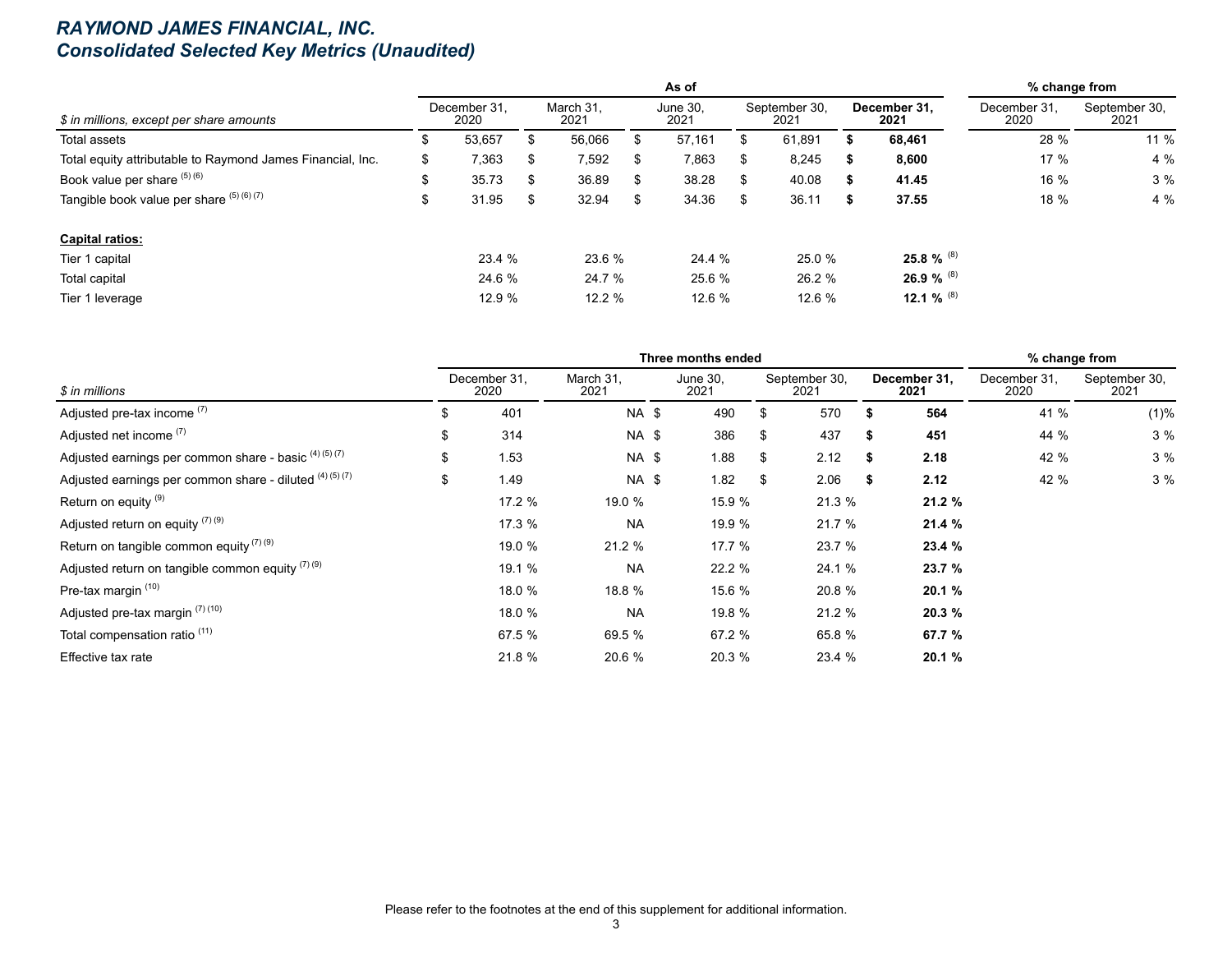# RAYMOND JAMES FINANCIAL, INC.
## Consolidated Selected Key Metrics (Unaudited)

| | As of | | | | | % change from | |
|---|---|---|---|---|---|---|---|
| $ in millions, except per share amounts | December 31, 2020 | March 31, 2021 | June 30, 2021 | September 30, 2021 | **December 31, 2021** | December 31, 2020 | September 30, 2021 |
| Total assets | $ 53,657 | $ 56,066 | $ 57,161 | $ 61,891 | **$ 68,461** | 28 % | 11 % |
| Total equity attributable to Raymond James Financial, Inc. | $ 7,363 | $ 7,592 | $ 7,863 | $ 8,245 | **$ 8,600** | 17 % | 4 % |
| Book value per share (5) (6) | $ 35.73 | $ 36.89 | $ 38.28 | $ 40.08 | **$ 41.45** | 16 % | 3 % |
| Tangible book value per share (5) (6) (7) | $ 31.95 | $ 32.94 | $ 34.36 | $ 36.11 | **$ 37.55** | 18 % | 4 % |
| | | | | | | | |
| **Capital ratios:** | | | | | | | |
| Tier 1 capital | 23.4 % | 23.6 % | 24.4 % | 25.0 % | **25.8 %** (8) | | |
| Total capital | 24.6 % | 24.7 % | 25.6 % | 26.2 % | **26.9 %** (8) | | |
| Tier 1 leverage | 12.9 % | 12.2 % | 12.6 % | 12.6 % | **12.1 %** (8) | | |

| | Three months ended | | | | | % change from | |
|---|---|---|---|---|---|---|---|
| $ in millions | December 31, 2020 | March 31, 2021 | June 30, 2021 | September 30, 2021 | **December 31, 2021** | December 31, 2020 | September 30, 2021 |
| Adjusted pre-tax income (7) | $ 401 | NA | $ 490 | $ 570 | **$ 564** | 41 % | (1)% |
| Adjusted net income (7) | $ 314 | NA | $ 386 | $ 437 | **$ 451** | 44 % | 3 % |
| Adjusted earnings per common share - basic (4) (5) (7) | $ 1.53 | NA | $ 1.88 | $ 2.12 | **$ 2.18** | 42 % | 3 % |
| Adjusted earnings per common share - diluted (4) (5) (7) | $ 1.49 | NA | $ 1.82 | $ 2.06 | **$ 2.12** | 42 % | 3 % |
| Return on equity (9) | 17.2 % | 19.0 % | 15.9 % | 21.3 % | **21.2 %** | | |
| Adjusted return on equity (7) (9) | 17.3 % | NA | 19.9 % | 21.7 % | **21.4 %** | | |
| Return on tangible common equity (7) (9) | 19.0 % | 21.2 % | 17.7 % | 23.7 % | **23.4 %** | | |
| Adjusted return on tangible common equity (7) (9) | 19.1 % | NA | 22.2 % | 24.1 % | **23.7 %** | | |
| Pre-tax margin (10) | 18.0 % | 18.8 % | 15.6 % | 20.8 % | **20.1 %** | | |
| Adjusted pre-tax margin (7) (10) | 18.0 % | NA | 19.8 % | 21.2 % | **20.3 %** | | |
| Total compensation ratio (11) | 67.5 % | 69.5 % | 67.2 % | 65.8 % | **67.7 %** | | |
| Effective tax rate | 21.8 % | 20.6 % | 20.3 % | 23.4 % | **20.1 %** | | |

Please refer to the footnotes at the end of this supplement for additional information.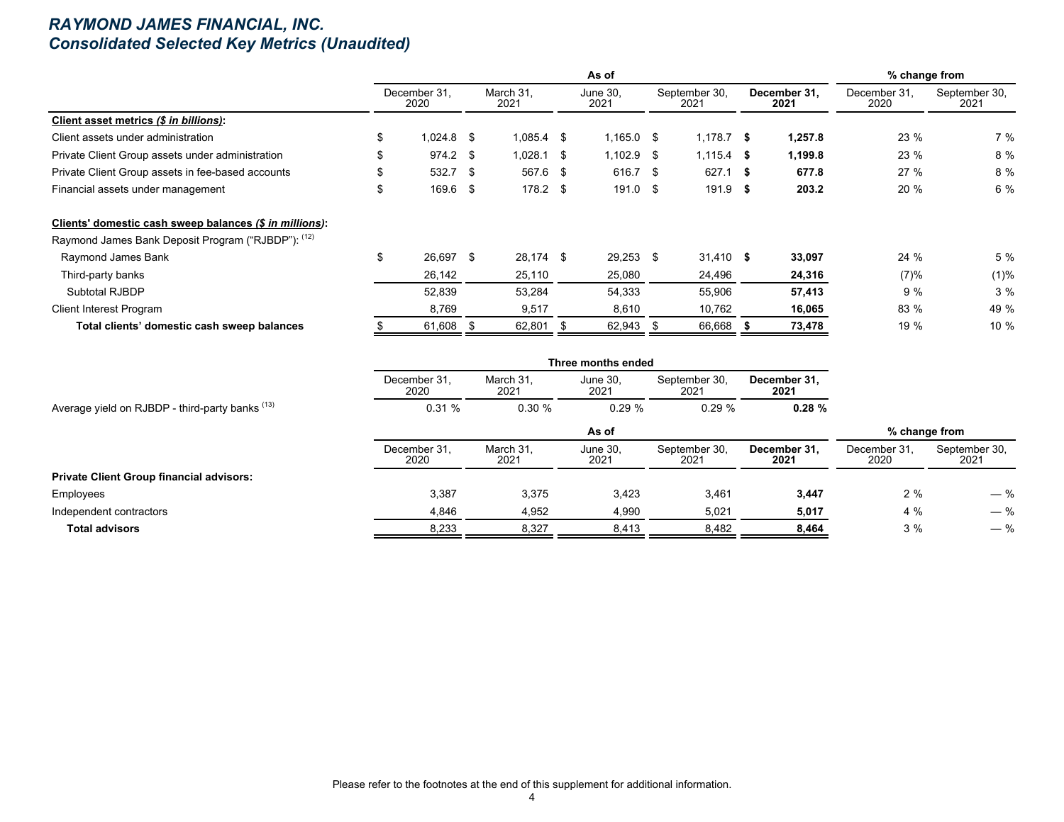## *RAYMOND JAMES FINANCIAL, INC.*
## *Consolidated Selected Key Metrics (Unaudited)*

| | As of | | | | | % change from | |
|---|---|---|---|---|---|---|---|
| | December 31, 2020 | March 31, 2021 | June 30, 2021 | September 30, 2021 | **December 31, 2021** | December 31, 2020 | September 30, 2021 |
| ***Client asset metrics ($ in billions)*:** | | | | | | | |
| Client assets under administration | $ 1,024.8 | $ 1,085.4 | $ 1,165.0 | $ 1,178.7 | **$ 1,257.8** | 23 % | 7 % |
| Private Client Group assets under administration | $ 974.2 | $ 1,028.1 | $ 1,102.9 | $ 1,115.4 | **$ 1,199.8** | 23 % | 8 % |
| Private Client Group assets in fee-based accounts | $ 532.7 | $ 567.6 | $ 616.7 | $ 627.1 | **$ 677.8** | 27 % | 8 % |
| Financial assets under management | $ 169.6 | $ 178.2 | $ 191.0 | $ 191.9 | **$ 203.2** | 20 % | 6 % |
| | | | | | | | |
| ***Clients' domestic cash sweep balances ($ in millions)*:** | | | | | | | |
| Raymond James Bank Deposit Program ("RJBDP"): [12] | | | | | | | |
| Raymond James Bank | $ 26,697 | $ 28,174 | $ 29,253 | $ 31,410 | **$ 33,097** | 24 % | 5 % |
| Third-party banks | 26,142 | 25,110 | 25,080 | 24,496 | **24,316** | (7)% | (1)% |
| Subtotal RJBDP | 52,839 | 53,284 | 54,333 | 55,906 | **57,413** | 9 % | 3 % |
| Client Interest Program | 8,769 | 9,517 | 8,610 | 10,762 | **16,065** | 83 % | 49 % |
| **Total clients' domestic cash sweep balances** | $ 61,608 | $ 62,801 | $ 62,943 | $ 66,668 | **$ 73,478** | 19 % | 10 % |

| | Three months ended | | | | |
|---|---|---|---|---|---|
| | December 31, 2020 | March 31, 2021 | June 30, 2021 | September 30, 2021 | **December 31, 2021** |
| Average yield on RJBDP - third-party banks [13] | 0.31 % | 0.30 % | 0.29 % | 0.29 % | **0.28 %** |

| | As of | | | | | % change from | |
|---|---|---|---|---|---|---|---|
| | December 31, 2020 | March 31, 2021 | June 30, 2021 | September 30, 2021 | **December 31, 2021** | December 31, 2020 | September 30, 2021 |
| **Private Client Group financial advisors:** | | | | | | | |
| Employees | 3,387 | 3,375 | 3,423 | 3,461 | **3,447** | 2 % | — % |
| Independent contractors | 4,846 | 4,952 | 4,990 | 5,021 | **5,017** | 4 % | — % |
| **Total advisors** | 8,233 | 8,327 | 8,413 | 8,482 | **8,464** | 3 % | — % |

Please refer to the footnotes at the end of this supplement for additional information.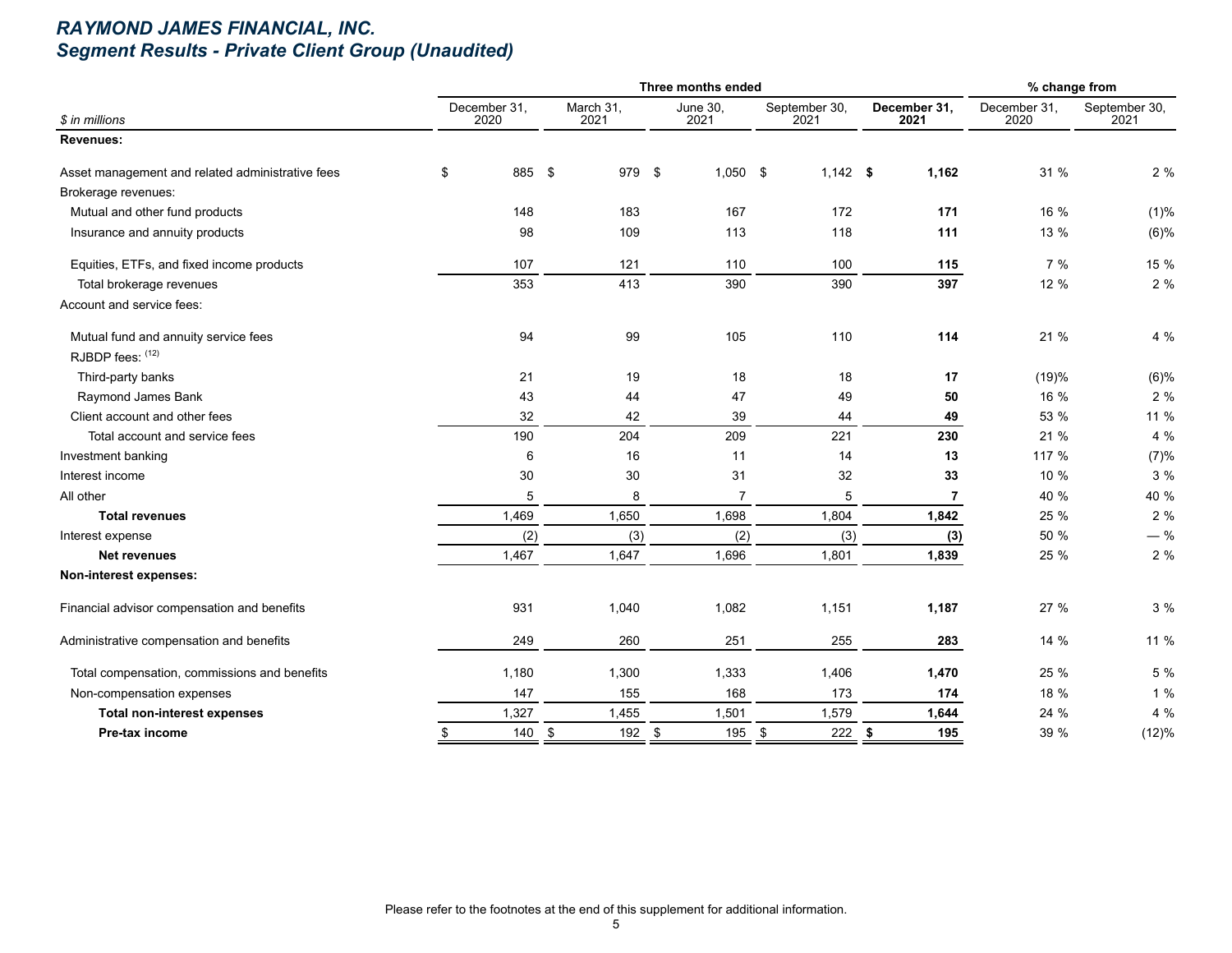# RAYMOND JAMES FINANCIAL, INC.
## Segment Results - Private Client Group (Unaudited)

| | Three months ended | | | | | % change from | |
|---|---|---|---|---|---|---|---|
| $ in millions | December 31, 2020 | March 31, 2021 | June 30, 2021 | September 30, 2021 | **December 31, 2021** | December 31, 2020 | September 30, 2021 |
| **Revenues:** | | | | | | | |
| Asset management and related administrative fees | $ 885 | $ 979 | $ 1,050 | $ 1,142 | **$ 1,162** | 31 % | 2 % |
| Brokerage revenues: | | | | | | | |
| Mutual and other fund products | 148 | 183 | 167 | 172 | **171** | 16 % | (1)% |
| Insurance and annuity products | 98 | 109 | 113 | 118 | **111** | 13 % | (6)% |
| Equities, ETFs, and fixed income products | 107 | 121 | 110 | 100 | **115** | 7 % | 15 % |
| Total brokerage revenues | 353 | 413 | 390 | 390 | **397** | 12 % | 2 % |
| Account and service fees: | | | | | | | |
| Mutual fund and annuity service fees | 94 | 99 | 105 | 110 | **114** | 21 % | 4 % |
| RJBDP fees: [12] | | | | | | | |
| Third-party banks | 21 | 19 | 18 | 18 | **17** | (19)% | (6)% |
| Raymond James Bank | 43 | 44 | 47 | 49 | **50** | 16 % | 2 % |
| Client account and other fees | 32 | 42 | 39 | 44 | **49** | 53 % | 11 % |
| Total account and service fees | 190 | 204 | 209 | 221 | **230** | 21 % | 4 % |
| Investment banking | 6 | 16 | 11 | 14 | **13** | 117 % | (7)% |
| Interest income | 30 | 30 | 31 | 32 | **33** | 10 % | 3 % |
| All other | 5 | 8 | 7 | 5 | **7** | 40 % | 40 % |
| **Total revenues** | 1,469 | 1,650 | 1,698 | 1,804 | **1,842** | 25 % | 2 % |
| Interest expense | (2) | (3) | (2) | (3) | **(3)** | 50 % | — % |
| **Net revenues** | 1,467 | 1,647 | 1,696 | 1,801 | **1,839** | 25 % | 2 % |
| **Non-interest expenses:** | | | | | | | |
| Financial advisor compensation and benefits | 931 | 1,040 | 1,082 | 1,151 | **1,187** | 27 % | 3 % |
| Administrative compensation and benefits | 249 | 260 | 251 | 255 | **283** | 14 % | 11 % |
| Total compensation, commissions and benefits | 1,180 | 1,300 | 1,333 | 1,406 | **1,470** | 25 % | 5 % |
| Non-compensation expenses | 147 | 155 | 168 | 173 | **174** | 18 % | 1 % |
| **Total non-interest expenses** | 1,327 | 1,455 | 1,501 | 1,579 | **1,644** | 24 % | 4 % |
| **Pre-tax income** | $ 140 | $ 192 | $ 195 | $ 222 | **$ 195** | 39 % | (12)% |

Please refer to the footnotes at the end of this supplement for additional information.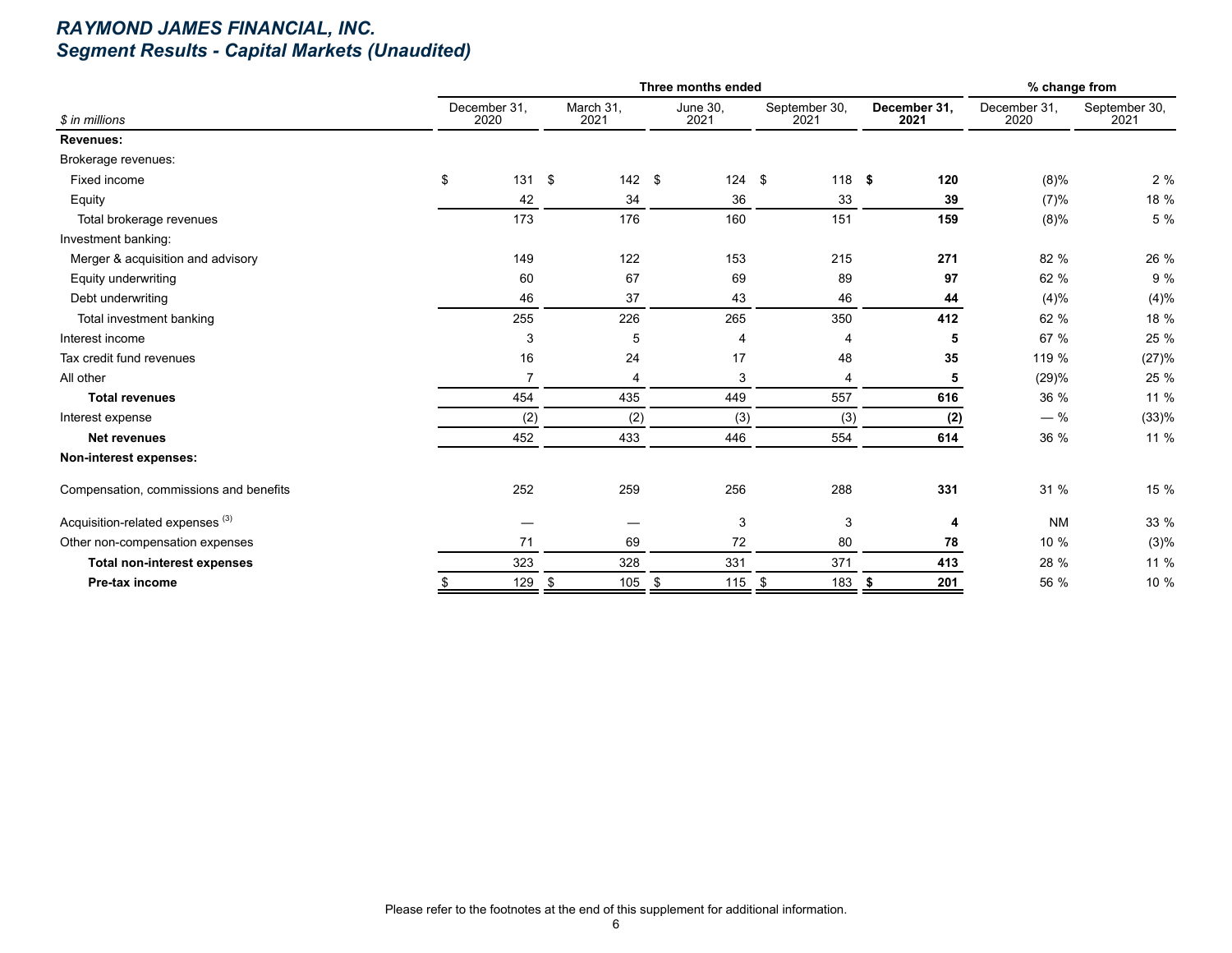# RAYMOND JAMES FINANCIAL, INC.
## Segment Results - Capital Markets (Unaudited)

| | Three months ended | | | | | % change from | |
|---|---|---|---|---|---|---|---|
| *$ in millions* | December 31, 2020 | March 31, 2021 | June 30, 2021 | September 30, 2021 | **December 31, 2021** | December 31, 2020 | September 30, 2021 |
| **Revenues:** | | | | | | | |
| Brokerage revenues: | | | | | | | |
| Fixed income | $ 131 | $ 142 | $ 124 | $ 118 | **$ 120** | (8)% | 2 % |
| Equity | 42 | 34 | 36 | 33 | **39** | (7)% | 18 % |
| Total brokerage revenues | 173 | 176 | 160 | 151 | **159** | (8)% | 5 % |
| Investment banking: | | | | | | | |
| Merger & acquisition and advisory | 149 | 122 | 153 | 215 | **271** | 82 % | 26 % |
| Equity underwriting | 60 | 67 | 69 | 89 | **97** | 62 % | 9 % |
| Debt underwriting | 46 | 37 | 43 | 46 | **44** | (4)% | (4)% |
| Total investment banking | 255 | 226 | 265 | 350 | **412** | 62 % | 18 % |
| Interest income | 3 | 5 | 4 | 4 | **5** | 67 % | 25 % |
| Tax credit fund revenues | 16 | 24 | 17 | 48 | **35** | 119 % | (27)% |
| All other | 7 | 4 | 3 | 4 | **5** | (29)% | 25 % |
| **Total revenues** | 454 | 435 | 449 | 557 | **616** | 36 % | 11 % |
| Interest expense | (2) | (2) | (3) | (3) | **(2)** | — % | (33)% |
| **Net revenues** | 452 | 433 | 446 | 554 | **614** | 36 % | 11 % |
| **Non-interest expenses:** | | | | | | | |
| Compensation, commissions and benefits | 252 | 259 | 256 | 288 | **331** | 31 % | 15 % |
| Acquisition-related expenses [3] | — | — | 3 | 3 | **4** | NM | 33 % |
| Other non-compensation expenses | 71 | 69 | 72 | 80 | **78** | 10 % | (3)% |
| **Total non-interest expenses** | 323 | 328 | 331 | 371 | **413** | 28 % | 11 % |
| **Pre-tax income** | $ 129 | $ 105 | $ 115 | $ 183 | **$ 201** | 56 % | 10 % |

Please refer to the footnotes at the end of this supplement for additional information.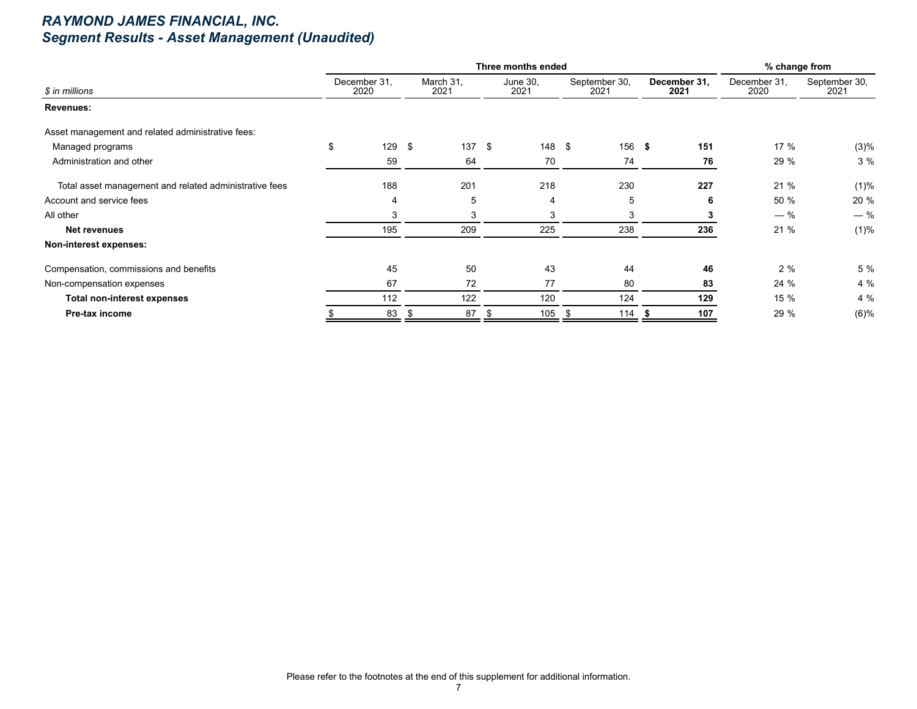# *RAYMOND JAMES FINANCIAL, INC.*
## *Segment Results - Asset Management (Unaudited)*

| *$ in millions* | Three months ended | | | | | % change from | |
|---|---|---|---|---|---|---|---|
| | December 31, 2020 | March 31, 2021 | June 30, 2021 | September 30, 2021 | **December 31, 2021** | December 31, 2020 | September 30, 2021 |
| **Revenues:** | | | | | | | |
| Asset management and related administrative fees: | | | | | | | |
| Managed programs | $ 129 | $ 137 | $ 148 | $ 156 | **$ 151** | 17 % | (3)% |
| Administration and other | 59 | 64 | 70 | 74 | **76** | 29 % | 3 % |
| Total asset management and related administrative fees | 188 | 201 | 218 | 230 | **227** | 21 % | (1)% |
| Account and service fees | 4 | 5 | 4 | 5 | **6** | 50 % | 20 % |
| All other | 3 | 3 | 3 | 3 | **3** | — % | — % |
| **Net revenues** | 195 | 209 | 225 | 238 | **236** | 21 % | (1)% |
| **Non-interest expenses:** | | | | | | | |
| Compensation, commissions and benefits | 45 | 50 | 43 | 44 | **46** | 2 % | 5 % |
| Non-compensation expenses | 67 | 72 | 77 | 80 | **83** | 24 % | 4 % |
| **Total non-interest expenses** | 112 | 122 | 120 | 124 | **129** | 15 % | 4 % |
| **Pre-tax income** | $ 83 | $ 87 | $ 105 | $ 114 | **$ 107** | 29 % | (6)% |

Please refer to the footnotes at the end of this supplement for additional information.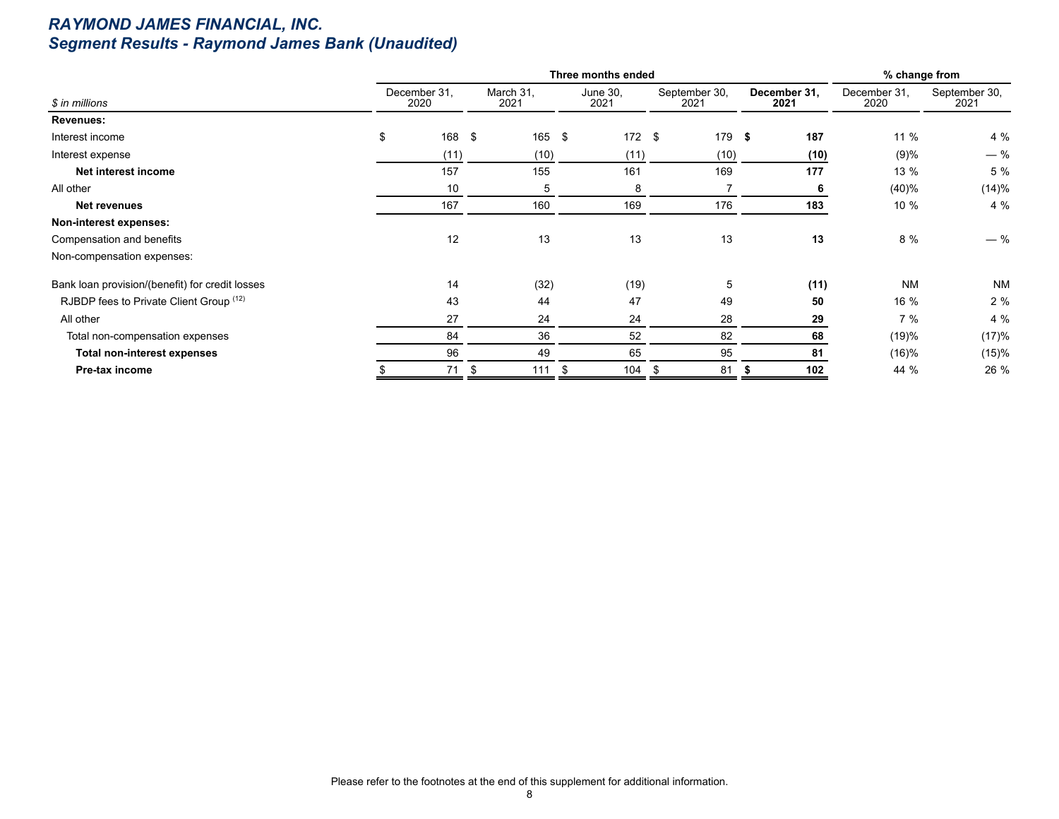# *RAYMOND JAMES FINANCIAL, INC.*
## *Segment Results - Raymond James Bank (Unaudited)*

| | Three months ended | | | | | % change from | |
|---|---|---|---|---|---|---|---|
| *$ in millions* | December 31, 2020 | March 31, 2021 | June 30, 2021 | September 30, 2021 | **December 31, 2021** | December 31, 2020 | September 30, 2021 |
| **Revenues:** | | | | | | | |
| Interest income | $ 168 | $ 165 | $ 172 | $ 179 | **$ 187** | 11 % | 4 % |
| Interest expense | (11) | (10) | (11) | (10) | **(10)** | (9)% | — % |
| **Net interest income** | 157 | 155 | 161 | 169 | **177** | 13 % | 5 % |
| All other | 10 | 5 | 8 | 7 | **6** | (40)% | (14)% |
| **Net revenues** | 167 | 160 | 169 | 176 | **183** | 10 % | 4 % |
| **Non-interest expenses:** | | | | | | | |
| Compensation and benefits | 12 | 13 | 13 | 13 | **13** | 8 % | — % |
| Non-compensation expenses: | | | | | | | |
| Bank loan provision/(benefit) for credit losses | 14 | (32) | (19) | 5 | **(11)** | NM | NM |
| RJBDP fees to Private Client Group [12] | 43 | 44 | 47 | 49 | **50** | 16 % | 2 % |
| All other | 27 | 24 | 24 | 28 | **29** | 7 % | 4 % |
| Total non-compensation expenses | 84 | 36 | 52 | 82 | **68** | (19)% | (17)% |
| **Total non-interest expenses** | 96 | 49 | 65 | 95 | **81** | (16)% | (15)% |
| **Pre-tax income** | $ 71 | $ 111 | $ 104 | $ 81 | **$ 102** | 44 % | 26 % |

Please refer to the footnotes at the end of this supplement for additional information.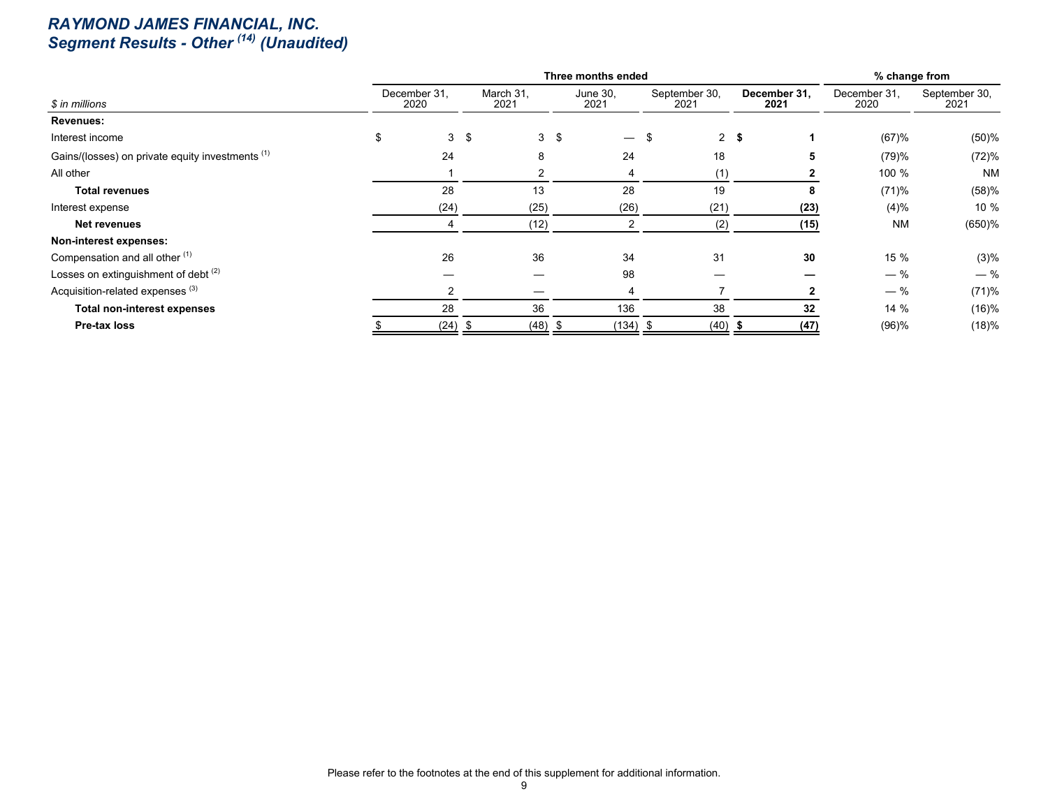# *RAYMOND JAMES FINANCIAL, INC.*
## *Segment Results - Other [14] (Unaudited)*

| *$ in millions* | Three months ended December 31, 2020 | Three months ended March 31, 2021 | Three months ended June 30, 2021 | Three months ended September 30, 2021 | Three months ended **December 31, 2021** | % change from December 31, 2020 | % change from September 30, 2021 |
|---|---|---|---|---|---|---|---|
| **Revenues:** | | | | | | | |
| Interest income | $ 3 | $ 3 | $ — | $ 2 | **$ 1** | (67)% | (50)% |
| Gains/(losses) on private equity investments [1] | 24 | 8 | 24 | 18 | **5** | (79)% | (72)% |
| All other | 1 | 2 | 4 | (1) | **2** | 100 % | NM |
| **Total revenues** | 28 | 13 | 28 | 19 | **8** | (71)% | (58)% |
| Interest expense | (24) | (25) | (26) | (21) | **(23)** | (4)% | 10 % |
| **Net revenues** | 4 | (12) | 2 | (2) | **(15)** | NM | (650)% |
| **Non-interest expenses:** | | | | | | | |
| Compensation and all other [1] | 26 | 36 | 34 | 31 | **30** | 15 % | (3)% |
| Losses on extinguishment of debt [2] | — | — | 98 | — | **—** | — % | — % |
| Acquisition-related expenses [3] | 2 | — | 4 | 7 | **2** | — % | (71)% |
| **Total non-interest expenses** | 28 | 36 | 136 | 38 | **32** | 14 % | (16)% |
| **Pre-tax loss** | $ (24) | $ (48) | $ (134) | $ (40) | **$ (47)** | (96)% | (18)% |

Please refer to the footnotes at the end of this supplement for additional information.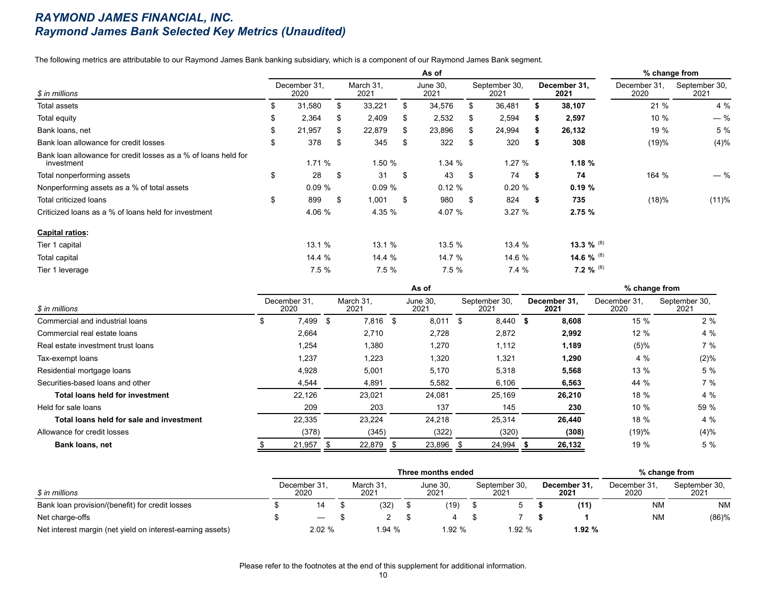# RAYMOND JAMES FINANCIAL, INC.
## Raymond James Bank Selected Key Metrics (Unaudited)

The following metrics are attributable to our Raymond James Bank banking subsidiary, which is a component of our Raymond James Bank segment.

| $ in millions | As of December 31, 2020 | March 31, 2021 | June 30, 2021 | September 30, 2021 | **December 31, 2021** | % change from December 31, 2020 | September 30, 2021 |
|---|---|---|---|---|---|---|---|
| Total assets | $ 31,580 | $ 33,221 | $ 34,576 | $ 36,481 | **$ 38,107** | 21 % | 4 % |
| Total equity | $ 2,364 | $ 2,409 | $ 2,532 | $ 2,594 | **$ 2,597** | 10 % | — % |
| Bank loans, net | $ 21,957 | $ 22,879 | $ 23,896 | $ 24,994 | **$ 26,132** | 19 % | 5 % |
| Bank loan allowance for credit losses | $ 378 | $ 345 | $ 322 | $ 320 | **$ 308** | (19)% | (4)% |
| Bank loan allowance for credit losses as a % of loans held for investment | 1.71 % | 1.50 % | 1.34 % | 1.27 % | **1.18 %** | | |
| Total nonperforming assets | $ 28 | $ 31 | $ 43 | $ 74 | **$ 74** | 164 % | — % |
| Nonperforming assets as a % of total assets | 0.09 % | 0.09 % | 0.12 % | 0.20 % | **0.19 %** | | |
| Total criticized loans | $ 899 | $ 1,001 | $ 980 | $ 824 | **$ 735** | (18)% | (11)% |
| Criticized loans as a % of loans held for investment | 4.06 % | 4.35 % | 4.07 % | 3.27 % | **2.75 %** | | |
| **Capital ratios:** | | | | | | | |
| Tier 1 capital | 13.1 % | 13.1 % | 13.5 % | 13.4 % | **13.3 %** (8) | | |
| Total capital | 14.4 % | 14.4 % | 14.7 % | 14.6 % | **14.6 %** (8) | | |
| Tier 1 leverage | 7.5 % | 7.5 % | 7.5 % | 7.4 % | **7.2 %** (8) | | |

| $ in millions | As of December 31, 2020 | March 31, 2021 | June 30, 2021 | September 30, 2021 | **December 31, 2021** | % change from December 31, 2020 | September 30, 2021 |
|---|---|---|---|---|---|---|---|
| Commercial and industrial loans | $ 7,499 | $ 7,816 | $ 8,011 | $ 8,440 | **$ 8,608** | 15 % | 2 % |
| Commercial real estate loans | 2,664 | 2,710 | 2,728 | 2,872 | **2,992** | 12 % | 4 % |
| Real estate investment trust loans | 1,254 | 1,380 | 1,270 | 1,112 | **1,189** | (5)% | 7 % |
| Tax-exempt loans | 1,237 | 1,223 | 1,320 | 1,321 | **1,290** | 4 % | (2)% |
| Residential mortgage loans | 4,928 | 5,001 | 5,170 | 5,318 | **5,568** | 13 % | 5 % |
| Securities-based loans and other | 4,544 | 4,891 | 5,582 | 6,106 | **6,563** | 44 % | 7 % |
| **Total loans held for investment** | 22,126 | 23,021 | 24,081 | 25,169 | **26,210** | 18 % | 4 % |
| Held for sale loans | 209 | 203 | 137 | 145 | **230** | 10 % | 59 % |
| **Total loans held for sale and investment** | 22,335 | 23,224 | 24,218 | 25,314 | **26,440** | 18 % | 4 % |
| Allowance for credit losses | (378) | (345) | (322) | (320) | **(308)** | (19)% | (4)% |
| **Bank loans, net** | $ 21,957 | $ 22,879 | $ 23,896 | $ 24,994 | **$ 26,132** | 19 % | 5 % |

| $ in millions | Three months ended December 31, 2020 | March 31, 2021 | June 30, 2021 | September 30, 2021 | **December 31, 2021** | % change from December 31, 2020 | September 30, 2021 |
|---|---|---|---|---|---|---|---|
| Bank loan provision/(benefit) for credit losses | $ 14 | $ (32) | $ (19) | $ 5 | **$ (11)** | NM | NM |
| Net charge-offs | $ — | $ 2 | $ 4 | $ 7 | **$ 1** | NM | (86)% |
| Net interest margin (net yield on interest-earning assets) | 2.02 % | 1.94 % | 1.92 % | 1.92 % | **1.92 %** | | |

Please refer to the footnotes at the end of this supplement for additional information.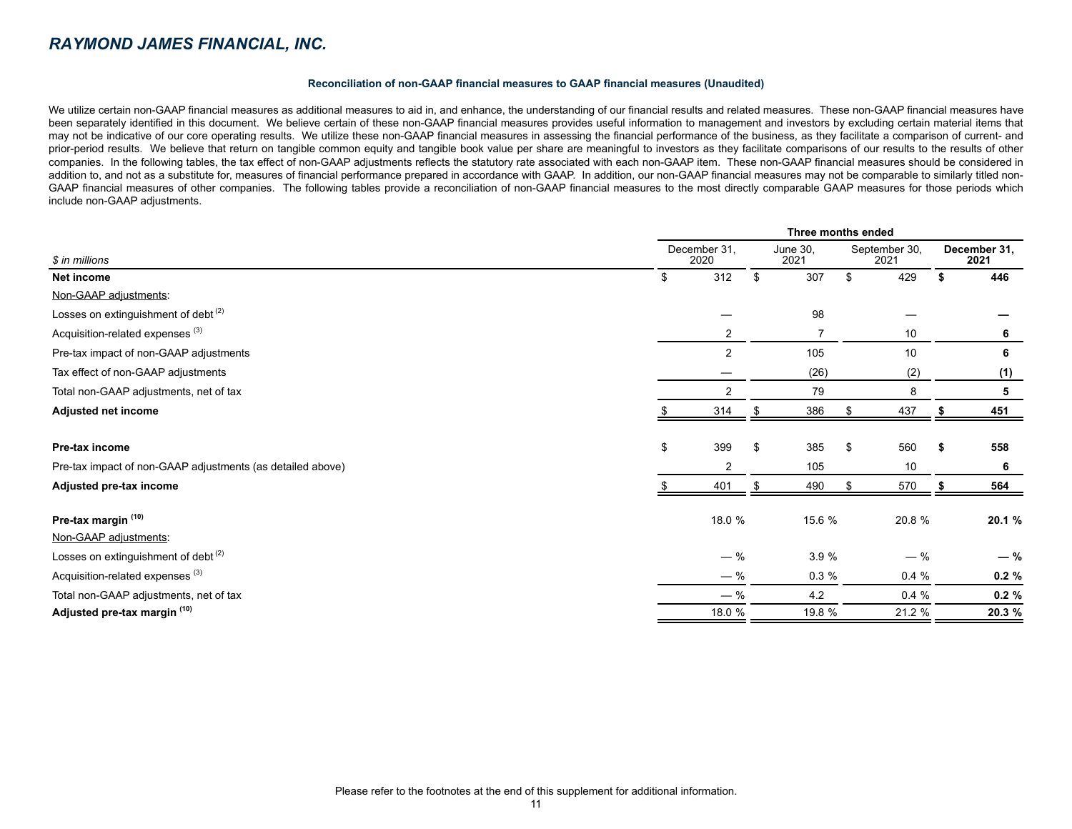## RAYMOND JAMES FINANCIAL, INC.

### Reconciliation of non-GAAP financial measures to GAAP financial measures (Unaudited)

We utilize certain non-GAAP financial measures as additional measures to aid in, and enhance, the understanding of our financial results and related measures. These non-GAAP financial measures have been separately identified in this document. We believe certain of these non-GAAP financial measures provides useful information to management and investors by excluding certain material items that may not be indicative of our core operating results. We utilize these non-GAAP financial measures in assessing the financial performance of the business, as they facilitate a comparison of current- and prior-period results. We believe that return on tangible common equity and tangible book value per share are meaningful to investors as they facilitate comparisons of our results to the results of other companies. In the following tables, the tax effect of non-GAAP adjustments reflects the statutory rate associated with each non-GAAP item. These non-GAAP financial measures should be considered in addition to, and not as a substitute for, measures of financial performance prepared in accordance with GAAP. In addition, our non-GAAP financial measures may not be comparable to similarly titled non-GAAP financial measures of other companies. The following tables provide a reconciliation of non-GAAP financial measures to the most directly comparable GAAP measures for those periods which include non-GAAP adjustments.

| | Three months ended | | | |
|---|---|---|---|---|
| *$ in millions* | December 31, 2020 | June 30, 2021 | September 30, 2021 | **December 31, 2021** |
| **Net income** | $ 312 | $ 307 | $ 429 | **$ 446** |
| Non-GAAP adjustments: | | | | |
| Losses on extinguishment of debt [2] | — | 98 | — | **—** |
| Acquisition-related expenses [3] | 2 | 7 | 10 | **6** |
| Pre-tax impact of non-GAAP adjustments | 2 | 105 | 10 | **6** |
| Tax effect of non-GAAP adjustments | — | (26) | (2) | **(1)** |
| Total non-GAAP adjustments, net of tax | 2 | 79 | 8 | **5** |
| **Adjusted net income** | $ 314 | $ 386 | $ 437 | **$ 451** |
| | | | | |
| **Pre-tax income** | $ 399 | $ 385 | $ 560 | **$ 558** |
| Pre-tax impact of non-GAAP adjustments (as detailed above) | 2 | 105 | 10 | **6** |
| **Adjusted pre-tax income** | $ 401 | $ 490 | $ 570 | **$ 564** |
| | | | | |
| **Pre-tax margin [10]** | 18.0 % | 15.6 % | 20.8 % | **20.1 %** |
| Non-GAAP adjustments: | | | | |
| Losses on extinguishment of debt [2] | — % | 3.9 % | — % | **— %** |
| Acquisition-related expenses [3] | — % | 0.3 % | 0.4 % | **0.2 %** |
| Total non-GAAP adjustments, net of tax | — % | 4.2 | 0.4 % | **0.2 %** |
| **Adjusted pre-tax margin [10]** | 18.0 % | 19.8 % | 21.2 % | **20.3 %** |

Please refer to the footnotes at the end of this supplement for additional information.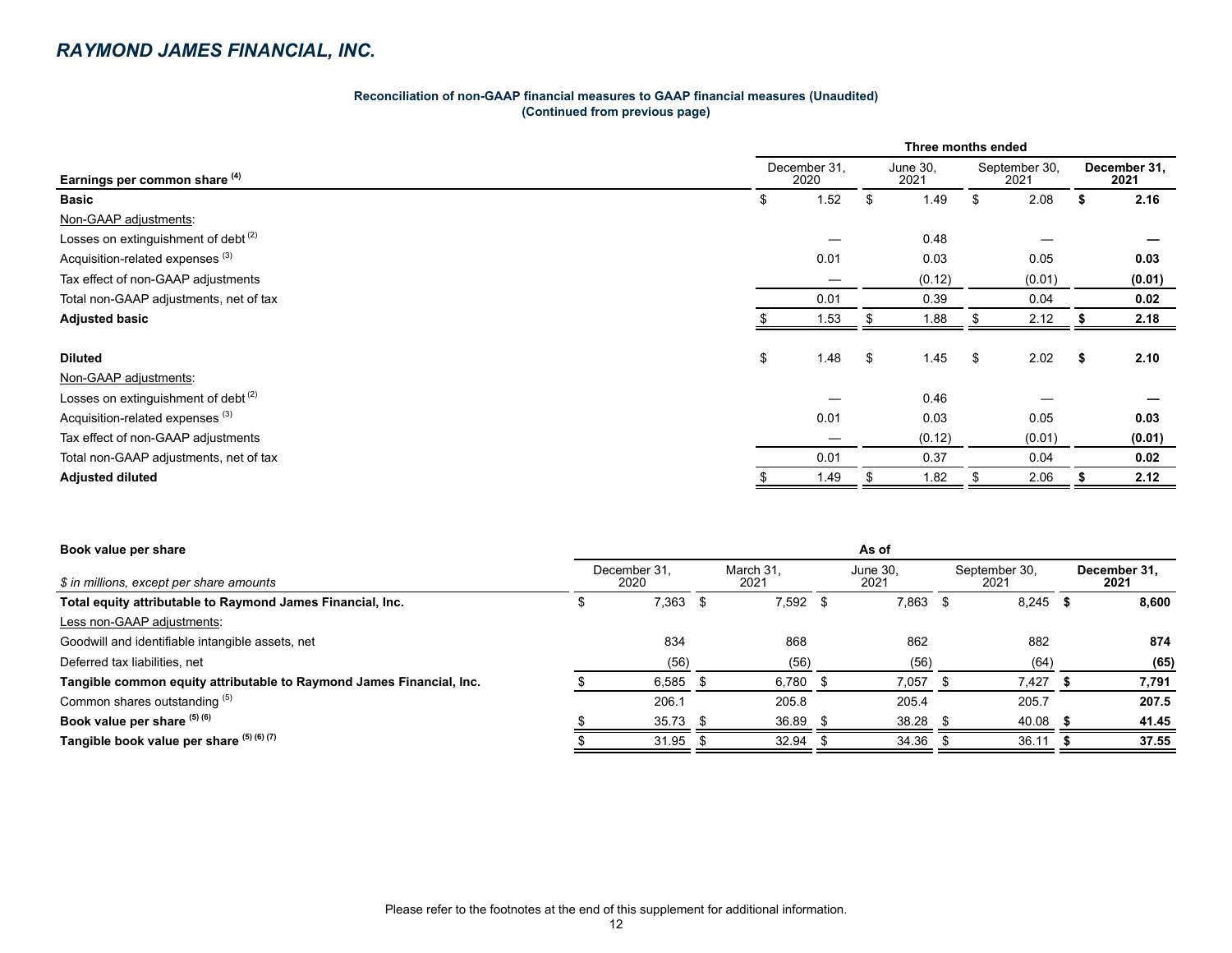## RAYMOND JAMES FINANCIAL, INC.

**Reconciliation of non-GAAP financial measures to GAAP financial measures (Unaudited)**
**(Continued from previous page)**

| Earnings per common share [(4)] | Three months ended December 31, 2020 | June 30, 2021 | September 30, 2021 | **December 31, 2021** |
|---|---|---|---|---|
| **Basic** | $ 1.52 | $ 1.49 | $ 2.08 | **$ 2.16** |
| Non-GAAP adjustments: | | | | |
| Losses on extinguishment of debt [(2)] | — | 0.48 | — | **—** |
| Acquisition-related expenses [(3)] | 0.01 | 0.03 | 0.05 | **0.03** |
| Tax effect of non-GAAP adjustments | — | (0.12) | (0.01) | **(0.01)** |
| Total non-GAAP adjustments, net of tax | 0.01 | 0.39 | 0.04 | **0.02** |
| **Adjusted basic** | $ 1.53 | $ 1.88 | $ 2.12 | **$ 2.18** |
| | | | | |
| **Diluted** | $ 1.48 | $ 1.45 | $ 2.02 | **$ 2.10** |
| Non-GAAP adjustments: | | | | |
| Losses on extinguishment of debt [(2)] | — | 0.46 | — | **—** |
| Acquisition-related expenses [(3)] | 0.01 | 0.03 | 0.05 | **0.03** |
| Tax effect of non-GAAP adjustments | — | (0.12) | (0.01) | **(0.01)** |
| Total non-GAAP adjustments, net of tax | 0.01 | 0.37 | 0.04 | **0.02** |
| **Adjusted diluted** | $ 1.49 | $ 1.82 | $ 2.06 | **$ 2.12** |

| **Book value per share** *$ in millions, except per share amounts* | As of December 31, 2020 | March 31, 2021 | June 30, 2021 | September 30, 2021 | **December 31, 2021** |
|---|---|---|---|---|---|
| **Total equity attributable to Raymond James Financial, Inc.** | $ 7,363 | $ 7,592 | $ 7,863 | $ 8,245 | **$ 8,600** |
| Less non-GAAP adjustments: | | | | | |
| Goodwill and identifiable intangible assets, net | 834 | 868 | 862 | 882 | **874** |
| Deferred tax liabilities, net | (56) | (56) | (56) | (64) | **(65)** |
| **Tangible common equity attributable to Raymond James Financial, Inc.** | $ 6,585 | $ 6,780 | $ 7,057 | $ 7,427 | **$ 7,791** |
| Common shares outstanding [(5)] | 206.1 | 205.8 | 205.4 | 205.7 | **207.5** |
| **Book value per share [(5) (6)]** | $ 35.73 | $ 36.89 | $ 38.28 | $ 40.08 | **$ 41.45** |
| **Tangible book value per share [(5) (6) (7)]** | $ 31.95 | $ 32.94 | $ 34.36 | $ 36.11 | **$ 37.55** |

Please refer to the footnotes at the end of this supplement for additional information.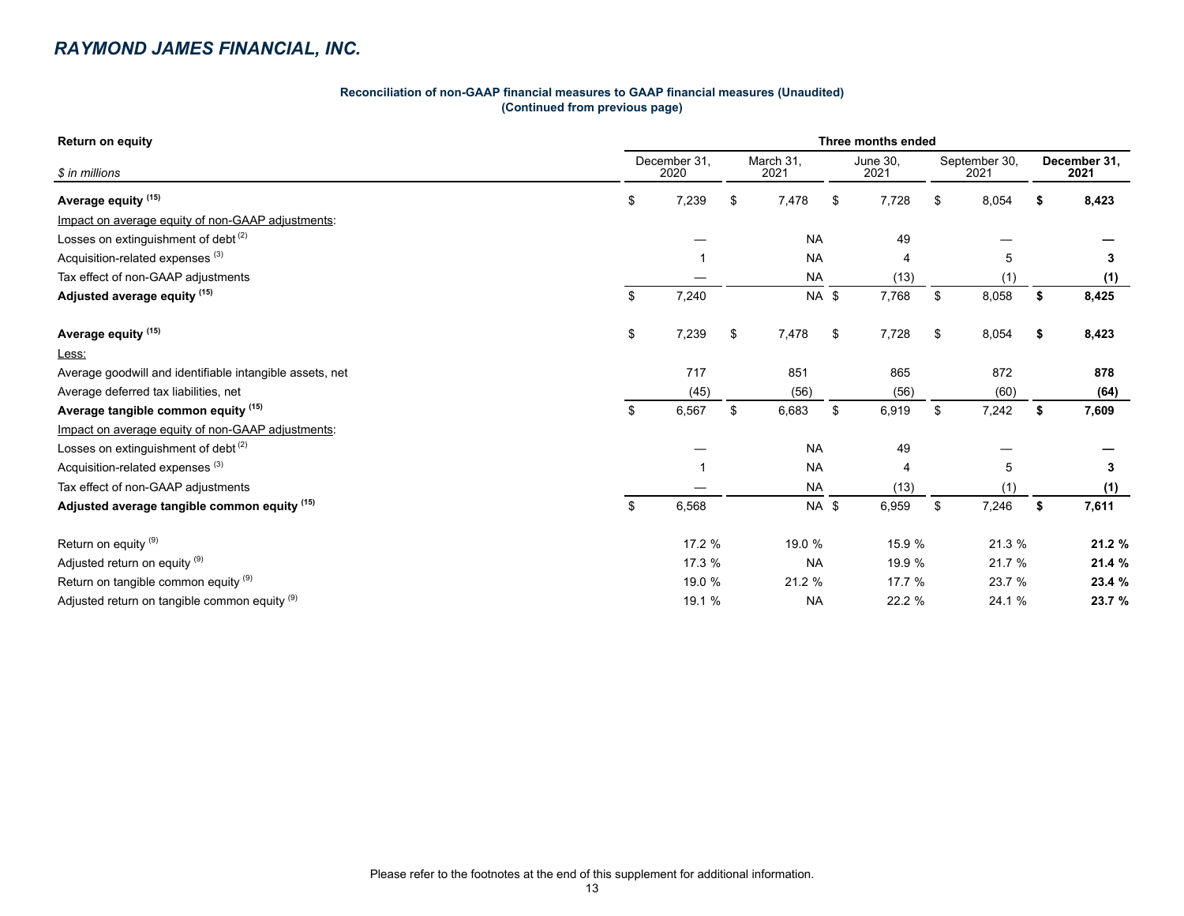## RAYMOND JAMES FINANCIAL, INC.

**Reconciliation of non-GAAP financial measures to GAAP financial measures (Unaudited)**
**(Continued from previous page)**

| **Return on equity** | Three months ended | | | | |
|---|---|---|---|---|---|
| *$ in millions* | December 31, 2020 | March 31, 2021 | June 30, 2021 | September 30, 2021 | **December 31, 2021** |
| **Average equity [15]** | $ 7,239 | $ 7,478 | $ 7,728 | $ 8,054 | **$ 8,423** |
| Impact on average equity of non-GAAP adjustments: | | | | | |
| Losses on extinguishment of debt [2] | — | NA | 49 | — | **—** |
| Acquisition-related expenses [3] | 1 | NA | 4 | 5 | **3** |
| Tax effect of non-GAAP adjustments | — | NA | (13) | (1) | **(1)** |
| **Adjusted average equity [15]** | $ 7,240 | NA | $ 7,768 | $ 8,058 | **$ 8,425** |
| | | | | | |
| **Average equity [15]** | $ 7,239 | $ 7,478 | $ 7,728 | $ 8,054 | **$ 8,423** |
| Less: | | | | | |
| Average goodwill and identifiable intangible assets, net | 717 | 851 | 865 | 872 | **878** |
| Average deferred tax liabilities, net | (45) | (56) | (56) | (60) | **(64)** |
| **Average tangible common equity [15]** | $ 6,567 | $ 6,683 | $ 6,919 | $ 7,242 | **$ 7,609** |
| Impact on average equity of non-GAAP adjustments: | | | | | |
| Losses on extinguishment of debt [2] | — | NA | 49 | — | **—** |
| Acquisition-related expenses [3] | 1 | NA | 4 | 5 | **3** |
| Tax effect of non-GAAP adjustments | — | NA | (13) | (1) | **(1)** |
| **Adjusted average tangible common equity [15]** | $ 6,568 | NA | $ 6,959 | $ 7,246 | **$ 7,611** |
| | | | | | |
| Return on equity [9] | 17.2 % | 19.0 % | 15.9 % | 21.3 % | **21.2 %** |
| Adjusted return on equity [9] | 17.3 % | NA | 19.9 % | 21.7 % | **21.4 %** |
| Return on tangible common equity [9] | 19.0 % | 21.2 % | 17.7 % | 23.7 % | **23.4 %** |
| Adjusted return on tangible common equity [9] | 19.1 % | NA | 22.2 % | 24.1 % | **23.7 %** |

Please refer to the footnotes at the end of this supplement for additional information.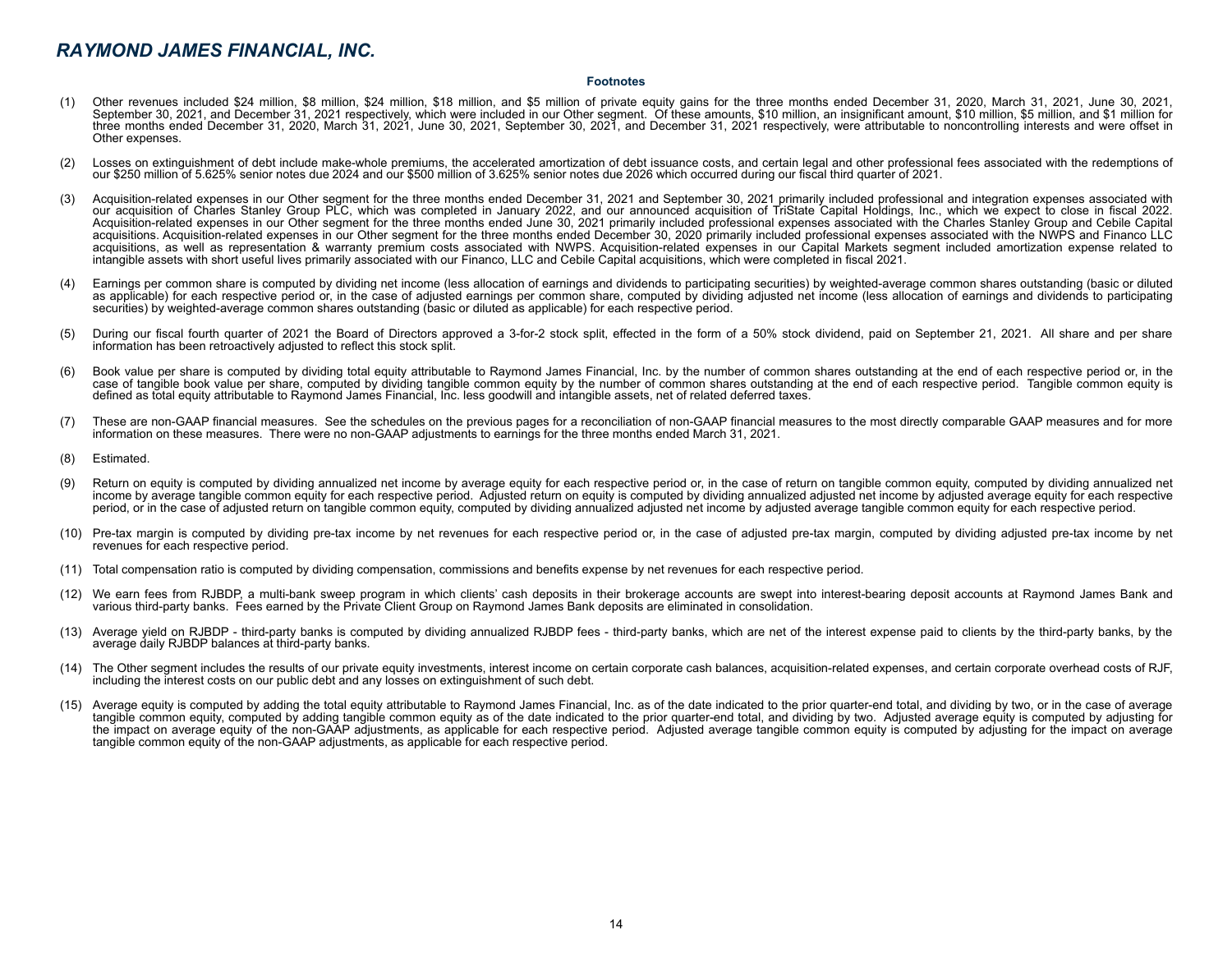## RAYMOND JAMES FINANCIAL, INC.

### Footnotes

(1) Other revenues included $24 million, $8 million, $24 million, $18 million, and $5 million of private equity gains for the three months ended December 31, 2020, March 31, 2021, June 30, 2021, September 30, 2021, and December 31, 2021 respectively, which were included in our Other segment. Of these amounts, $10 million, an insignificant amount, $10 million, $5 million, and $1 million for three months ended December 31, 2020, March 31, 2021, June 30, 2021, September 30, 2021, and December 31, 2021 respectively, were attributable to noncontrolling interests and were offset in Other expenses.

(2) Losses on extinguishment of debt include make-whole premiums, the accelerated amortization of debt issuance costs, and certain legal and other professional fees associated with the redemptions of our $250 million of 5.625% senior notes due 2024 and our $500 million of 3.625% senior notes due 2026 which occurred during our fiscal third quarter of 2021.

(3) Acquisition-related expenses in our Other segment for the three months ended December 31, 2021 and September 30, 2021 primarily included professional and integration expenses associated with our acquisition of Charles Stanley Group PLC, which was completed in January 2022, and our announced acquisition of TriState Capital Holdings, Inc., which we expect to close in fiscal 2022. Acquisition-related expenses in our Other segment for the three months ended June 30, 2021 primarily included professional expenses associated with the Charles Stanley Group and Cebile Capital acquisitions. Acquisition-related expenses in our Other segment for the three months ended December 30, 2020 primarily included professional expenses associated with the NWPS and Financo LLC acquisitions, as well as representation & warranty premium costs associated with NWPS. Acquisition-related expenses in our Capital Markets segment included amortization expense related to intangible assets with short useful lives primarily associated with our Financo, LLC and Cebile Capital acquisitions, which were completed in fiscal 2021.

(4) Earnings per common share is computed by dividing net income (less allocation of earnings and dividends to participating securities) by weighted-average common shares outstanding (basic or diluted as applicable) for each respective period or, in the case of adjusted earnings per common share, computed by dividing adjusted net income (less allocation of earnings and dividends to participating securities) by weighted-average common shares outstanding (basic or diluted as applicable) for each respective period.

(5) During our fiscal fourth quarter of 2021 the Board of Directors approved a 3-for-2 stock split, effected in the form of a 50% stock dividend, paid on September 21, 2021. All share and per share information has been retroactively adjusted to reflect this stock split.

(6) Book value per share is computed by dividing total equity attributable to Raymond James Financial, Inc. by the number of common shares outstanding at the end of each respective period or, in the case of tangible book value per share, computed by dividing tangible common equity by the number of common shares outstanding at the end of each respective period. Tangible common equity is defined as total equity attributable to Raymond James Financial, Inc. less goodwill and intangible assets, net of related deferred taxes.

(7) These are non-GAAP financial measures. See the schedules on the previous pages for a reconciliation of non-GAAP financial measures to the most directly comparable GAAP measures and for more information on these measures. There were no non-GAAP adjustments to earnings for the three months ended March 31, 2021.

(8) Estimated.

(9) Return on equity is computed by dividing annualized net income by average equity for each respective period or, in the case of return on tangible common equity, computed by dividing annualized net income by average tangible common equity for each respective period. Adjusted return on equity is computed by dividing annualized adjusted net income by adjusted average equity for each respective period, or in the case of adjusted return on tangible common equity, computed by dividing annualized adjusted net income by adjusted average tangible common equity for each respective period.

(10) Pre-tax margin is computed by dividing pre-tax income by net revenues for each respective period or, in the case of adjusted pre-tax margin, computed by dividing adjusted pre-tax income by net revenues for each respective period.

(11) Total compensation ratio is computed by dividing compensation, commissions and benefits expense by net revenues for each respective period.

(12) We earn fees from RJBDP, a multi-bank sweep program in which clients' cash deposits in their brokerage accounts are swept into interest-bearing deposit accounts at Raymond James Bank and various third-party banks. Fees earned by the Private Client Group on Raymond James Bank deposits are eliminated in consolidation.

(13) Average yield on RJBDP - third-party banks is computed by dividing annualized RJBDP fees - third-party banks, which are net of the interest expense paid to clients by the third-party banks, by the average daily RJBDP balances at third-party banks.

(14) The Other segment includes the results of our private equity investments, interest income on certain corporate cash balances, acquisition-related expenses, and certain corporate overhead costs of RJF, including the interest costs on our public debt and any losses on extinguishment of such debt.

(15) Average equity is computed by adding the total equity attributable to Raymond James Financial, Inc. as of the date indicated to the prior quarter-end total, and dividing by two, or in the case of average tangible common equity, computed by adding tangible common equity as of the date indicated to the prior quarter-end total, and dividing by two. Adjusted average equity is computed by adjusting for the impact on average equity of the non-GAAP adjustments, as applicable for each respective period. Adjusted average tangible common equity is computed by adjusting for the impact on average tangible common equity of the non-GAAP adjustments, as applicable for each respective period.